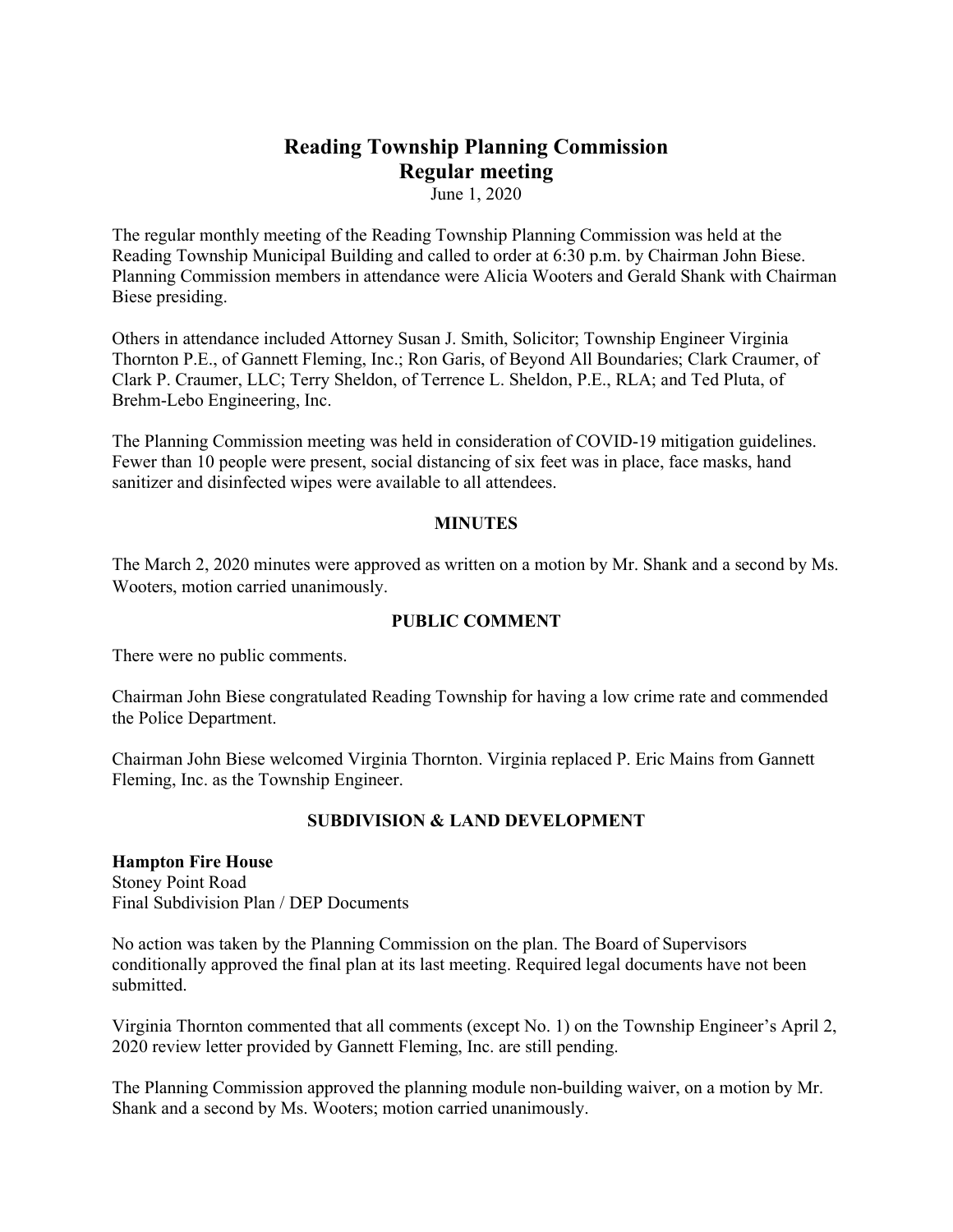# Reading Township Planning Commission
## Regular meeting

June 1, 2020

The regular monthly meeting of the Reading Township Planning Commission was held at the Reading Township Municipal Building and called to order at 6:30 p.m. by Chairman John Biese. Planning Commission members in attendance were Alicia Wooters and Gerald Shank with Chairman Biese presiding.

Others in attendance included Attorney Susan J. Smith, Solicitor; Township Engineer Virginia Thornton P.E., of Gannett Fleming, Inc.; Ron Garis, of Beyond All Boundaries; Clark Craumer, of Clark P. Craumer, LLC; Terry Sheldon, of Terrence L. Sheldon, P.E., RLA; and Ted Pluta, of Brehm-Lebo Engineering, Inc.

The Planning Commission meeting was held in consideration of COVID-19 mitigation guidelines. Fewer than 10 people were present, social distancing of six feet was in place, face masks, hand sanitizer and disinfected wipes were available to all attendees.

### MINUTES

The March 2, 2020 minutes were approved as written on a motion by Mr. Shank and a second by Ms. Wooters, motion carried unanimously.

### PUBLIC COMMENT

There were no public comments.

Chairman John Biese congratulated Reading Township for having a low crime rate and commended the Police Department.

Chairman John Biese welcomed Virginia Thornton. Virginia replaced P. Eric Mains from Gannett Fleming, Inc. as the Township Engineer.

### SUBDIVISION & LAND DEVELOPMENT

**Hampton Fire House**
Stoney Point Road
Final Subdivision Plan / DEP Documents

No action was taken by the Planning Commission on the plan. The Board of Supervisors conditionally approved the final plan at its last meeting. Required legal documents have not been submitted.

Virginia Thornton commented that all comments (except No. 1) on the Township Engineer's April 2, 2020 review letter provided by Gannett Fleming, Inc. are still pending.

The Planning Commission approved the planning module non-building waiver, on a motion by Mr. Shank and a second by Ms. Wooters; motion carried unanimously.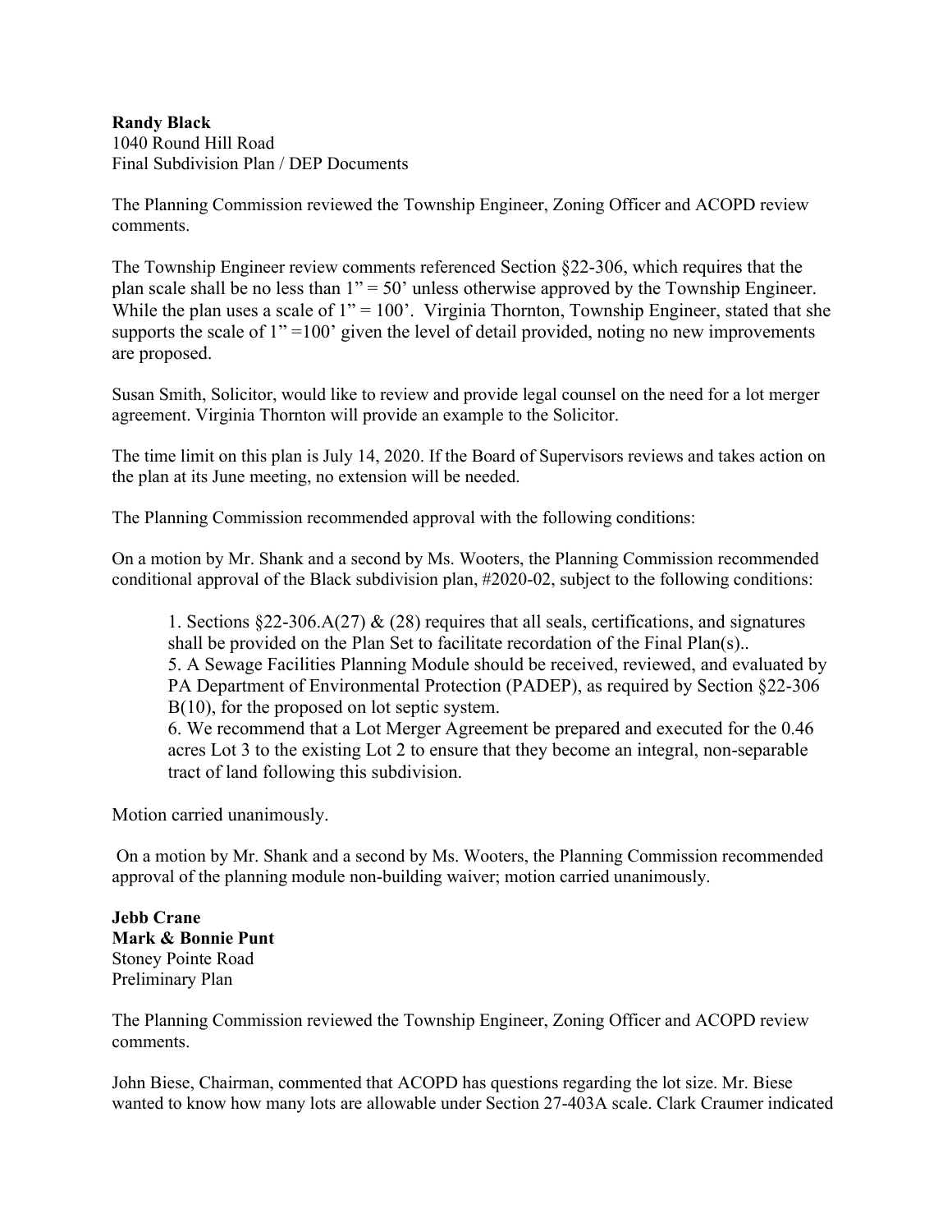**Randy Black**
1040 Round Hill Road
Final Subdivision Plan / DEP Documents

The Planning Commission reviewed the Township Engineer, Zoning Officer and ACOPD review comments.

The Township Engineer review comments referenced Section §22-306, which requires that the plan scale shall be no less than 1" = 50' unless otherwise approved by the Township Engineer. While the plan uses a scale of 1" = 100'. Virginia Thornton, Township Engineer, stated that she supports the scale of 1" =100' given the level of detail provided, noting no new improvements are proposed.

Susan Smith, Solicitor, would like to review and provide legal counsel on the need for a lot merger agreement. Virginia Thornton will provide an example to the Solicitor.

The time limit on this plan is July 14, 2020. If the Board of Supervisors reviews and takes action on the plan at its June meeting, no extension will be needed.

The Planning Commission recommended approval with the following conditions:

On a motion by Mr. Shank and a second by Ms. Wooters, the Planning Commission recommended conditional approval of the Black subdivision plan, #2020-02, subject to the following conditions:

> 1. Sections §22-306.A(27) & (28) requires that all seals, certifications, and signatures shall be provided on the Plan Set to facilitate recordation of the Final Plan(s)..
> 5. A Sewage Facilities Planning Module should be received, reviewed, and evaluated by PA Department of Environmental Protection (PADEP), as required by Section §22-306 B(10), for the proposed on lot septic system.
> 6. We recommend that a Lot Merger Agreement be prepared and executed for the 0.46 acres Lot 3 to the existing Lot 2 to ensure that they become an integral, non-separable tract of land following this subdivision.

Motion carried unanimously.

On a motion by Mr. Shank and a second by Ms. Wooters, the Planning Commission recommended approval of the planning module non-building waiver; motion carried unanimously.

**Jebb Crane**
**Mark & Bonnie Punt**
Stoney Pointe Road
Preliminary Plan

The Planning Commission reviewed the Township Engineer, Zoning Officer and ACOPD review comments.

John Biese, Chairman, commented that ACOPD has questions regarding the lot size. Mr. Biese wanted to know how many lots are allowable under Section 27-403A scale. Clark Craumer indicated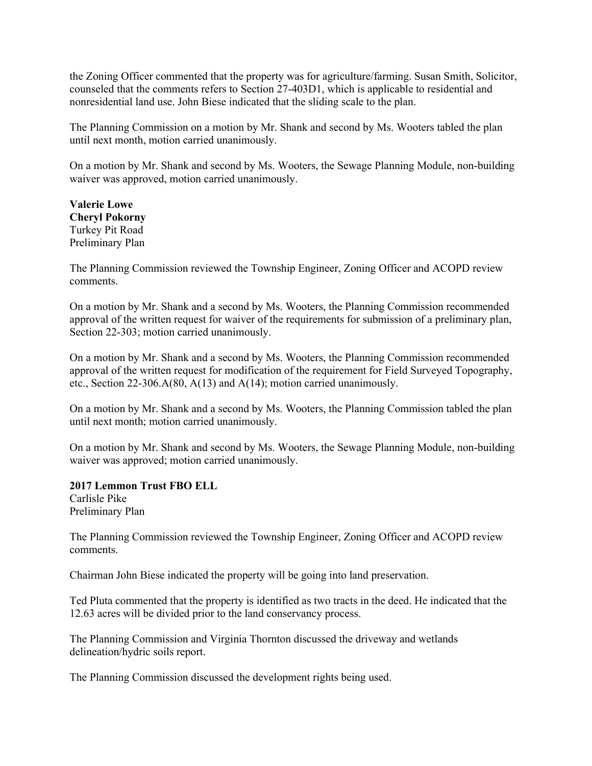the Zoning Officer commented that the property was for agriculture/farming. Susan Smith, Solicitor, counseled that the comments refers to Section 27-403D1, which is applicable to residential and nonresidential land use. John Biese indicated that the sliding scale to the plan.

The Planning Commission on a motion by Mr. Shank and second by Ms. Wooters tabled the plan until next month, motion carried unanimously.

On a motion by Mr. Shank and second by Ms. Wooters, the Sewage Planning Module, non-building waiver was approved, motion carried unanimously.

**Valerie Lowe**
**Cheryl Pokorny**
Turkey Pit Road
Preliminary Plan

The Planning Commission reviewed the Township Engineer, Zoning Officer and ACOPD review comments.

On a motion by Mr. Shank and a second by Ms. Wooters, the Planning Commission recommended approval of the written request for waiver of the requirements for submission of a preliminary plan, Section 22-303; motion carried unanimously.

On a motion by Mr. Shank and a second by Ms. Wooters, the Planning Commission recommended approval of the written request for modification of the requirement for Field Surveyed Topography, etc., Section 22-306.A(80, A(13) and A(14); motion carried unanimously.

On a motion by Mr. Shank and a second by Ms. Wooters, the Planning Commission tabled the plan until next month; motion carried unanimously.

On a motion by Mr. Shank and second by Ms. Wooters, the Sewage Planning Module, non-building waiver was approved; motion carried unanimously.

**2017 Lemmon Trust FBO ELL**
Carlisle Pike
Preliminary Plan

The Planning Commission reviewed the Township Engineer, Zoning Officer and ACOPD review comments.

Chairman John Biese indicated the property will be going into land preservation.

Ted Pluta commented that the property is identified as two tracts in the deed. He indicated that the 12.63 acres will be divided prior to the land conservancy process.

The Planning Commission and Virginia Thornton discussed the driveway and wetlands delineation/hydric soils report.

The Planning Commission discussed the development rights being used.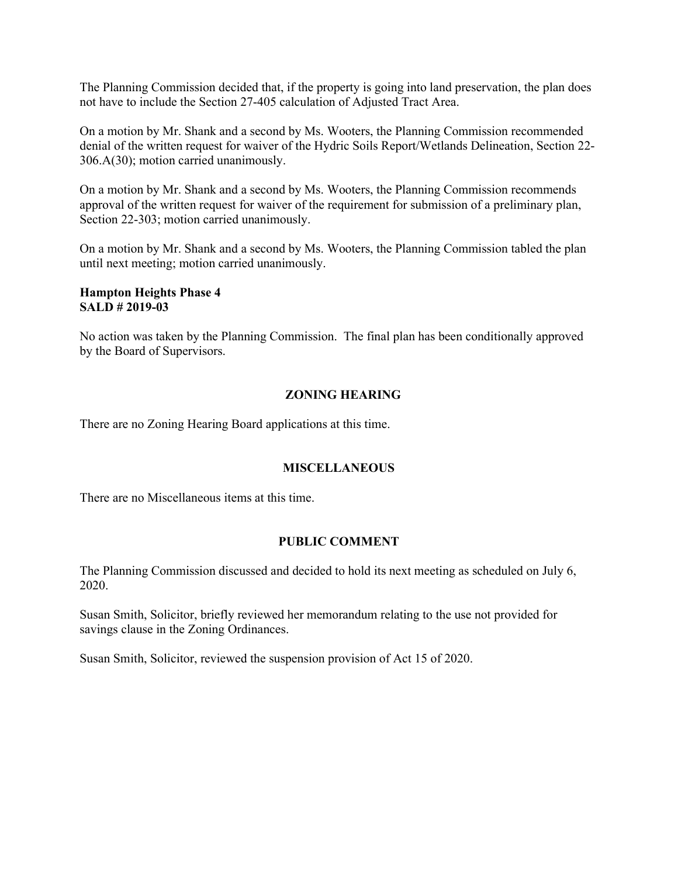The Planning Commission decided that, if the property is going into land preservation, the plan does not have to include the Section 27-405 calculation of Adjusted Tract Area.

On a motion by Mr. Shank and a second by Ms. Wooters, the Planning Commission recommended denial of the written request for waiver of the Hydric Soils Report/Wetlands Delineation, Section 22-306.A(30); motion carried unanimously.

On a motion by Mr. Shank and a second by Ms. Wooters, the Planning Commission recommends approval of the written request for waiver of the requirement for submission of a preliminary plan, Section 22-303; motion carried unanimously.

On a motion by Mr. Shank and a second by Ms. Wooters, the Planning Commission tabled the plan until next meeting; motion carried unanimously.

**Hampton Heights Phase 4**
**SALD # 2019-03**

No action was taken by the Planning Commission. The final plan has been conditionally approved by the Board of Supervisors.

## ZONING HEARING

There are no Zoning Hearing Board applications at this time.

## MISCELLANEOUS

There are no Miscellaneous items at this time.

## PUBLIC COMMENT

The Planning Commission discussed and decided to hold its next meeting as scheduled on July 6, 2020.

Susan Smith, Solicitor, briefly reviewed her memorandum relating to the use not provided for savings clause in the Zoning Ordinances.

Susan Smith, Solicitor, reviewed the suspension provision of Act 15 of 2020.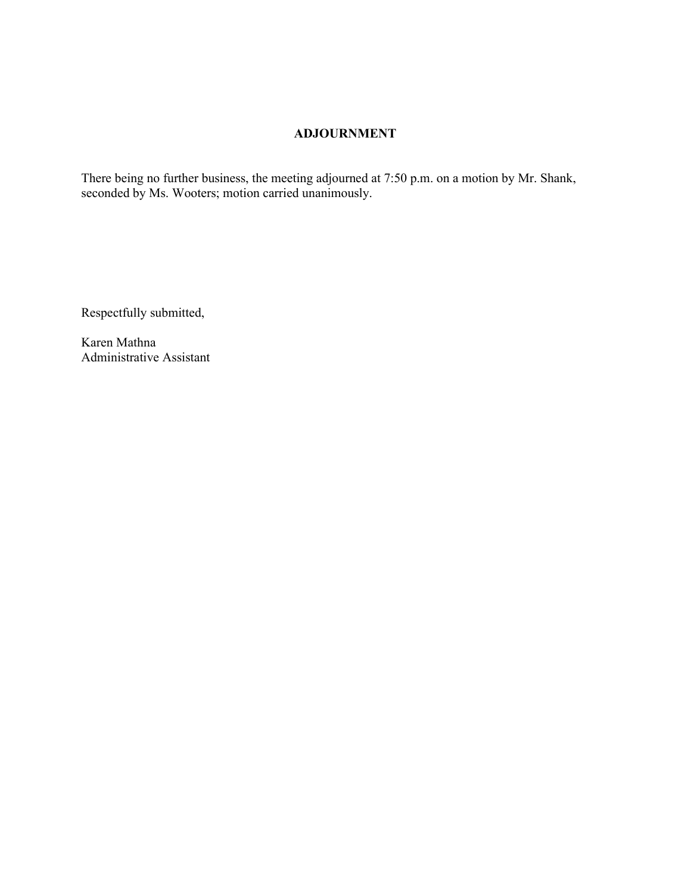## ADJOURNMENT

There being no further business, the meeting adjourned at 7:50 p.m. on a motion by Mr. Shank, seconded by Ms. Wooters; motion carried unanimously.

Respectfully submitted,

Karen Mathna
Administrative Assistant